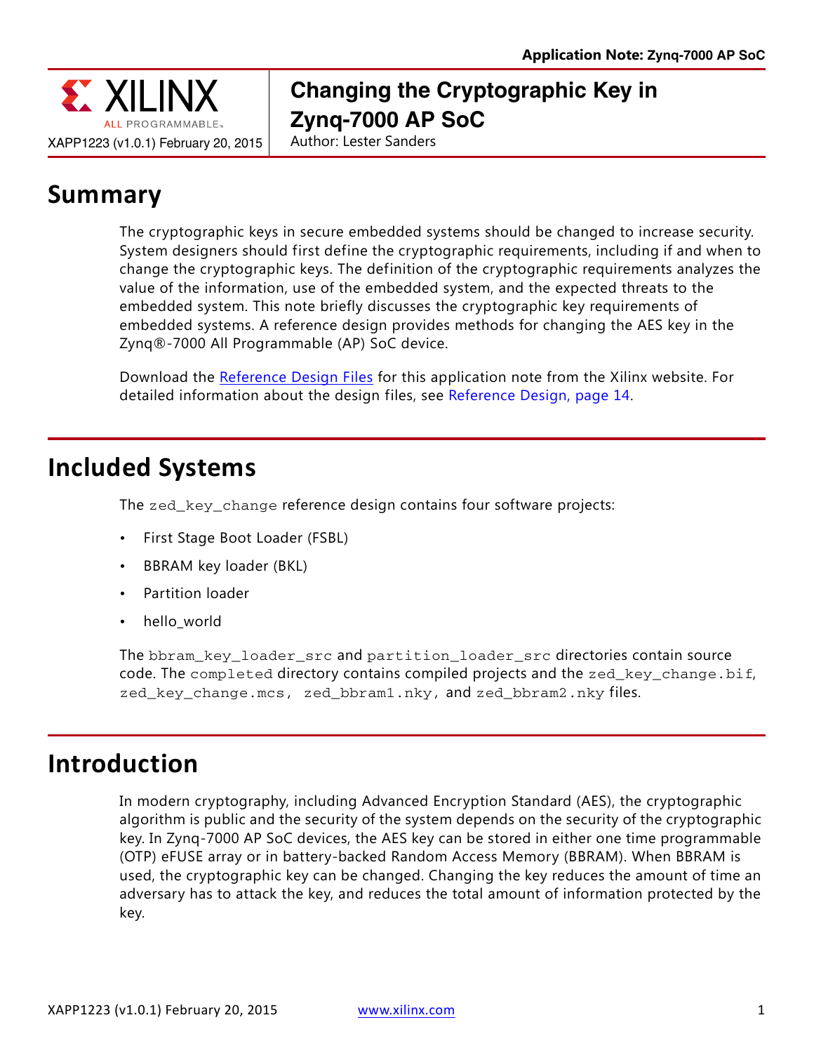# Changing the Cryptographic Key in Zynq-7000 AP SoC

XAPP1223 (v1.0.1) February 20, 2015

Author: Lester Sanders

## Summary

The cryptographic keys in secure embedded systems should be changed to increase security. System designers should first define the cryptographic requirements, including if and when to change the cryptographic keys. The definition of the cryptographic requirements analyzes the value of the information, use of the embedded system, and the expected threats to the embedded system. This note briefly discusses the cryptographic key requirements of embedded systems. A reference design provides methods for changing the AES key in the Zynq®-7000 All Programmable (AP) SoC device.

Download the Reference Design Files for this application note from the Xilinx website. For detailed information about the design files, see Reference Design, page 14.

## Included Systems

The `zed_key_change` reference design contains four software projects:

- First Stage Boot Loader (FSBL)
- BBRAM key loader (BKL)
- Partition loader
- hello_world

The `bbram_key_loader_src` and `partition_loader_src` directories contain source code. The `completed` directory contains compiled projects and the `zed_key_change.bif`, `zed_key_change.mcs`, `zed_bbram1.nky`, and `zed_bbram2.nky` files.

## Introduction

In modern cryptography, including Advanced Encryption Standard (AES), the cryptographic algorithm is public and the security of the system depends on the security of the cryptographic key. In Zynq-7000 AP SoC devices, the AES key can be stored in either one time programmable (OTP) eFUSE array or in battery-backed Random Access Memory (BBRAM). When BBRAM is used, the cryptographic key can be changed. Changing the key reduces the amount of time an adversary has to attack the key, and reduces the total amount of information protected by the key.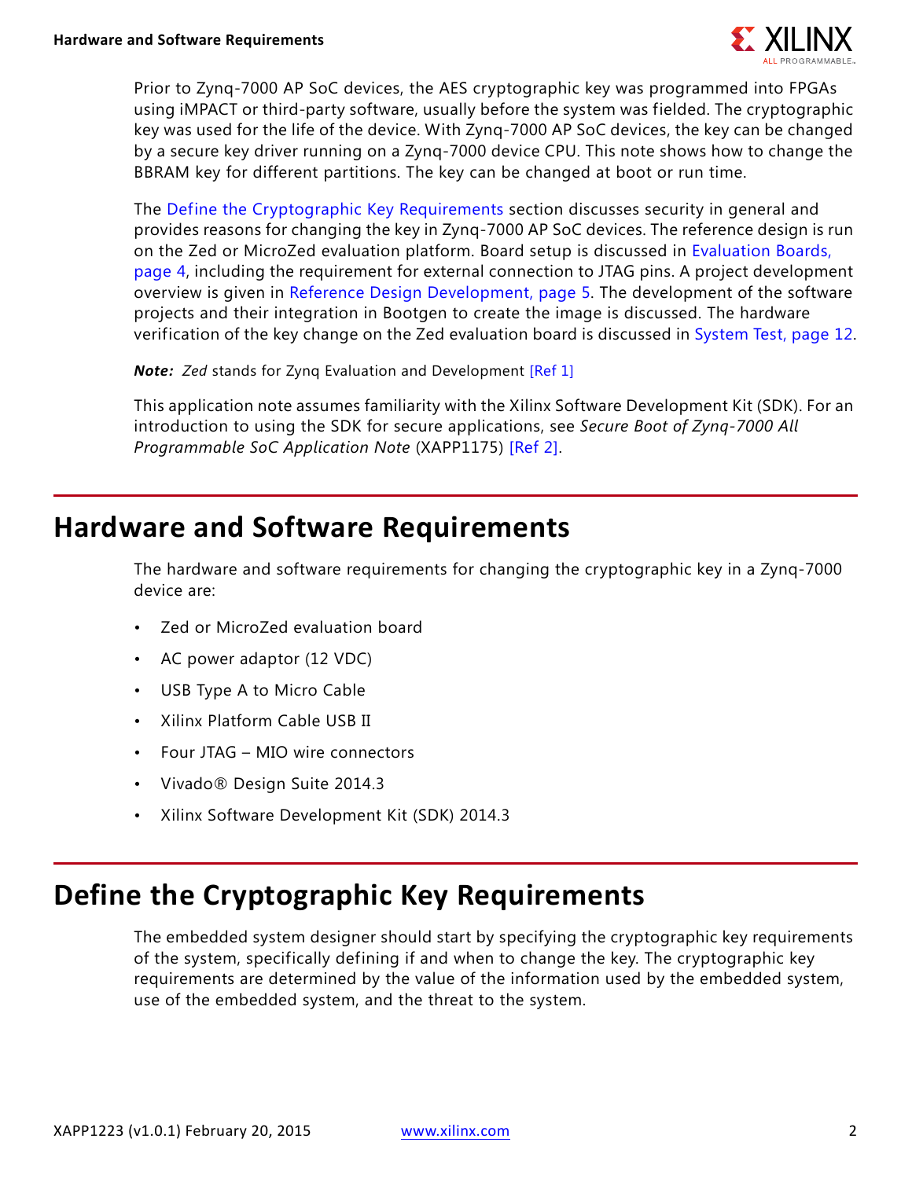Prior to Zynq-7000 AP SoC devices, the AES cryptographic key was programmed into FPGAs using iMPACT or third-party software, usually before the system was fielded. The cryptographic key was used for the life of the device. With Zynq-7000 AP SoC devices, the key can be changed by a secure key driver running on a Zynq-7000 device CPU. This note shows how to change the BBRAM key for different partitions. The key can be changed at boot or run time.

The Define the Cryptographic Key Requirements section discusses security in general and provides reasons for changing the key in Zynq-7000 AP SoC devices. The reference design is run on the Zed or MicroZed evaluation platform. Board setup is discussed in Evaluation Boards, page 4, including the requirement for external connection to JTAG pins. A project development overview is given in Reference Design Development, page 5. The development of the software projects and their integration in Bootgen to create the image is discussed. The hardware verification of the key change on the Zed evaluation board is discussed in System Test, page 12.

***Note:*** *Zed* stands for Zynq Evaluation and Development [Ref 1]

This application note assumes familiarity with the Xilinx Software Development Kit (SDK). For an introduction to using the SDK for secure applications, see *Secure Boot of Zynq-7000 All Programmable SoC Application Note* (XAPP1175) [Ref 2].

## Hardware and Software Requirements

The hardware and software requirements for changing the cryptographic key in a Zynq-7000 device are:

- Zed or MicroZed evaluation board
- AC power adaptor (12 VDC)
- USB Type A to Micro Cable
- Xilinx Platform Cable USB II
- Four JTAG – MIO wire connectors
- Vivado® Design Suite 2014.3
- Xilinx Software Development Kit (SDK) 2014.3

## Define the Cryptographic Key Requirements

The embedded system designer should start by specifying the cryptographic key requirements of the system, specifically defining if and when to change the key. The cryptographic key requirements are determined by the value of the information used by the embedded system, use of the embedded system, and the threat to the system.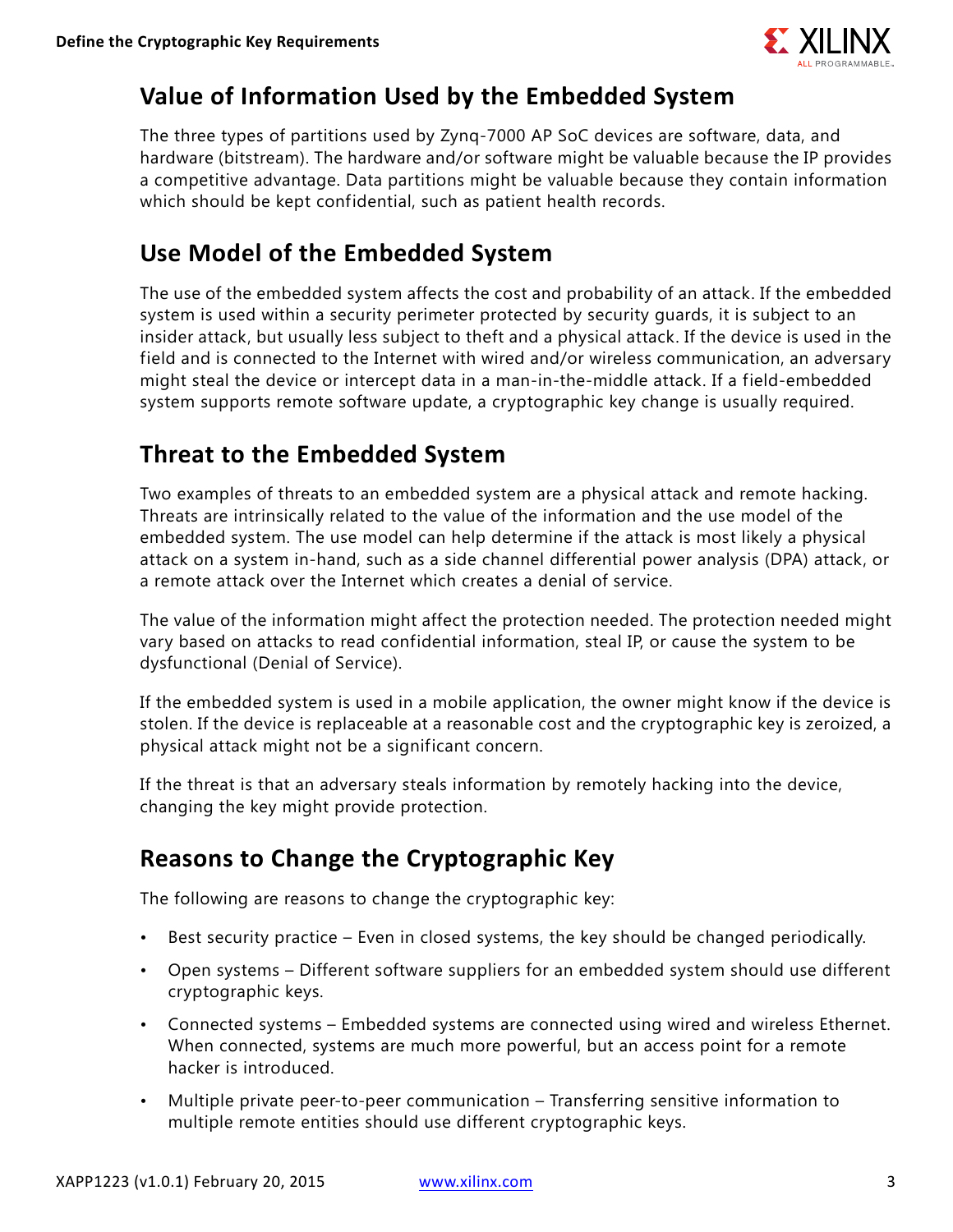## Value of Information Used by the Embedded System

The three types of partitions used by Zynq-7000 AP SoC devices are software, data, and hardware (bitstream). The hardware and/or software might be valuable because the IP provides a competitive advantage. Data partitions might be valuable because they contain information which should be kept confidential, such as patient health records.

## Use Model of the Embedded System

The use of the embedded system affects the cost and probability of an attack. If the embedded system is used within a security perimeter protected by security guards, it is subject to an insider attack, but usually less subject to theft and a physical attack. If the device is used in the field and is connected to the Internet with wired and/or wireless communication, an adversary might steal the device or intercept data in a man-in-the-middle attack. If a field-embedded system supports remote software update, a cryptographic key change is usually required.

## Threat to the Embedded System

Two examples of threats to an embedded system are a physical attack and remote hacking. Threats are intrinsically related to the value of the information and the use model of the embedded system. The use model can help determine if the attack is most likely a physical attack on a system in-hand, such as a side channel differential power analysis (DPA) attack, or a remote attack over the Internet which creates a denial of service.

The value of the information might affect the protection needed. The protection needed might vary based on attacks to read confidential information, steal IP, or cause the system to be dysfunctional (Denial of Service).

If the embedded system is used in a mobile application, the owner might know if the device is stolen. If the device is replaceable at a reasonable cost and the cryptographic key is zeroized, a physical attack might not be a significant concern.

If the threat is that an adversary steals information by remotely hacking into the device, changing the key might provide protection.

## Reasons to Change the Cryptographic Key

The following are reasons to change the cryptographic key:

- Best security practice – Even in closed systems, the key should be changed periodically.
- Open systems – Different software suppliers for an embedded system should use different cryptographic keys.
- Connected systems – Embedded systems are connected using wired and wireless Ethernet. When connected, systems are much more powerful, but an access point for a remote hacker is introduced.
- Multiple private peer-to-peer communication – Transferring sensitive information to multiple remote entities should use different cryptographic keys.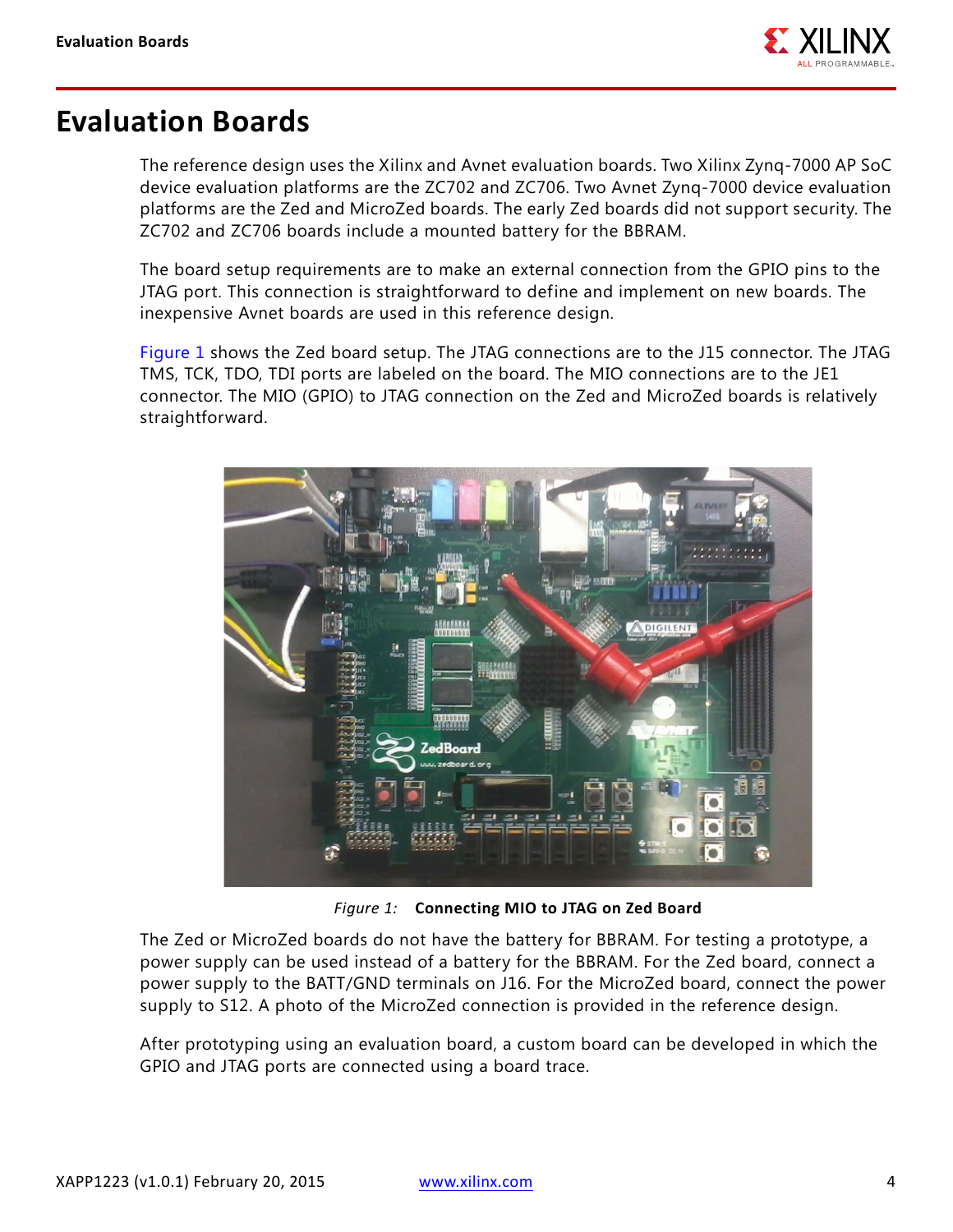# Evaluation Boards

The reference design uses the Xilinx and Avnet evaluation boards. Two Xilinx Zynq-7000 AP SoC device evaluation platforms are the ZC702 and ZC706. Two Avnet Zynq-7000 device evaluation platforms are the Zed and MicroZed boards. The early Zed boards did not support security. The ZC702 and ZC706 boards include a mounted battery for the BBRAM.

The board setup requirements are to make an external connection from the GPIO pins to the JTAG port. This connection is straightforward to define and implement on new boards. The inexpensive Avnet boards are used in this reference design.

Figure 1 shows the Zed board setup. The JTAG connections are to the J15 connector. The JTAG TMS, TCK, TDO, TDI ports are labeled on the board. The MIO connections are to the JE1 connector. The MIO (GPIO) to JTAG connection on the Zed and MicroZed boards is relatively straightforward.

*Figure 1:* **Connecting MIO to JTAG on Zed Board**

The Zed or MicroZed boards do not have the battery for BBRAM. For testing a prototype, a power supply can be used instead of a battery for the BBRAM. For the Zed board, connect a power supply to the BATT/GND terminals on J16. For the MicroZed board, connect the power supply to S12. A photo of the MicroZed connection is provided in the reference design.

After prototyping using an evaluation board, a custom board can be developed in which the GPIO and JTAG ports are connected using a board trace.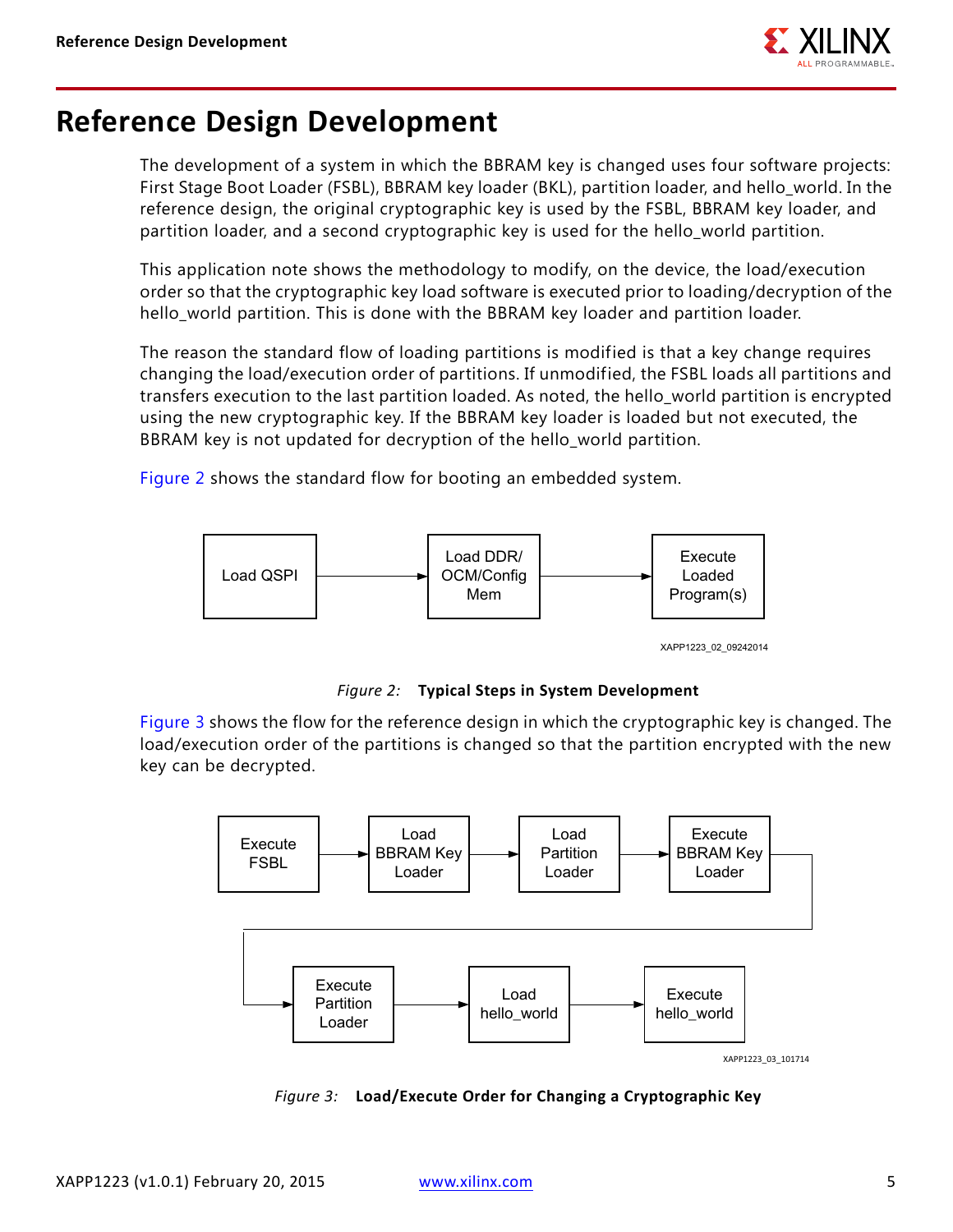# Reference Design Development

The development of a system in which the BBRAM key is changed uses four software projects: First Stage Boot Loader (FSBL), BBRAM key loader (BKL), partition loader, and hello_world. In the reference design, the original cryptographic key is used by the FSBL, BBRAM key loader, and partition loader, and a second cryptographic key is used for the hello_world partition.

This application note shows the methodology to modify, on the device, the load/execution order so that the cryptographic key load software is executed prior to loading/decryption of the hello_world partition. This is done with the BBRAM key loader and partition loader.

The reason the standard flow of loading partitions is modified is that a key change requires changing the load/execution order of partitions. If unmodified, the FSBL loads all partitions and transfers execution to the last partition loaded. As noted, the hello_world partition is encrypted using the new cryptographic key. If the BBRAM key loader is loaded but not executed, the BBRAM key is not updated for decryption of the hello_world partition.

Figure 2 shows the standard flow for booting an embedded system.

Load QSPI → Load DDR/ OCM/Config Mem → Execute Loaded Program(s)

XAPP1223_02_09242014

*Figure 2:* **Typical Steps in System Development**

Figure 3 shows the flow for the reference design in which the cryptographic key is changed. The load/execution order of the partitions is changed so that the partition encrypted with the new key can be decrypted.

Execute FSBL → Load BBRAM Key Loader → Load Partition Loader → Execute BBRAM Key Loader → Execute Partition Loader → Load hello_world → Execute hello_world

XAPP1223_03_101714

*Figure 3:* **Load/Execute Order for Changing a Cryptographic Key**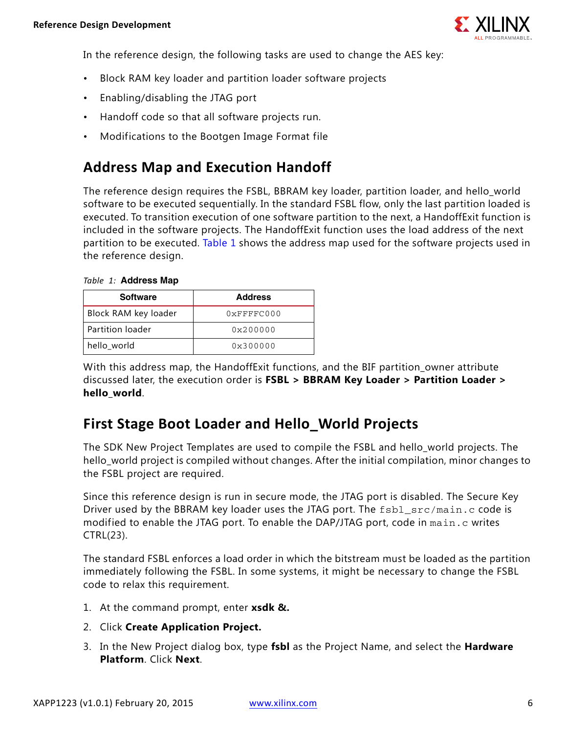In the reference design, the following tasks are used to change the AES key:

- Block RAM key loader and partition loader software projects
- Enabling/disabling the JTAG port
- Handoff code so that all software projects run.
- Modifications to the Bootgen Image Format file

## Address Map and Execution Handoff

The reference design requires the FSBL, BBRAM key loader, partition loader, and hello_world software to be executed sequentially. In the standard FSBL flow, only the last partition loaded is executed. To transition execution of one software partition to the next, a HandoffExit function is included in the software projects. The HandoffExit function uses the load address of the next partition to be executed. Table 1 shows the address map used for the software projects used in the reference design.

*Table 1:* **Address Map**

| Software | Address |
|---|---|
| Block RAM key loader | 0xFFFFC000 |
| Partition loader | 0x200000 |
| hello_world | 0x300000 |

With this address map, the HandoffExit functions, and the BIF partition_owner attribute discussed later, the execution order is **FSBL > BBRAM Key Loader > Partition Loader > hello_world**.

## First Stage Boot Loader and Hello_World Projects

The SDK New Project Templates are used to compile the FSBL and hello_world projects. The hello_world project is compiled without changes. After the initial compilation, minor changes to the FSBL project are required.

Since this reference design is run in secure mode, the JTAG port is disabled. The Secure Key Driver used by the BBRAM key loader uses the JTAG port. The `fsbl_src/main.c` code is modified to enable the JTAG port. To enable the DAP/JTAG port, code in `main.c` writes CTRL(23).

The standard FSBL enforces a load order in which the bitstream must be loaded as the partition immediately following the FSBL. In some systems, it might be necessary to change the FSBL code to relax this requirement.

1. At the command prompt, enter **xsdk &.**
2. Click **Create Application Project.**
3. In the New Project dialog box, type **fsbl** as the Project Name, and select the **Hardware Platform**. Click **Next**.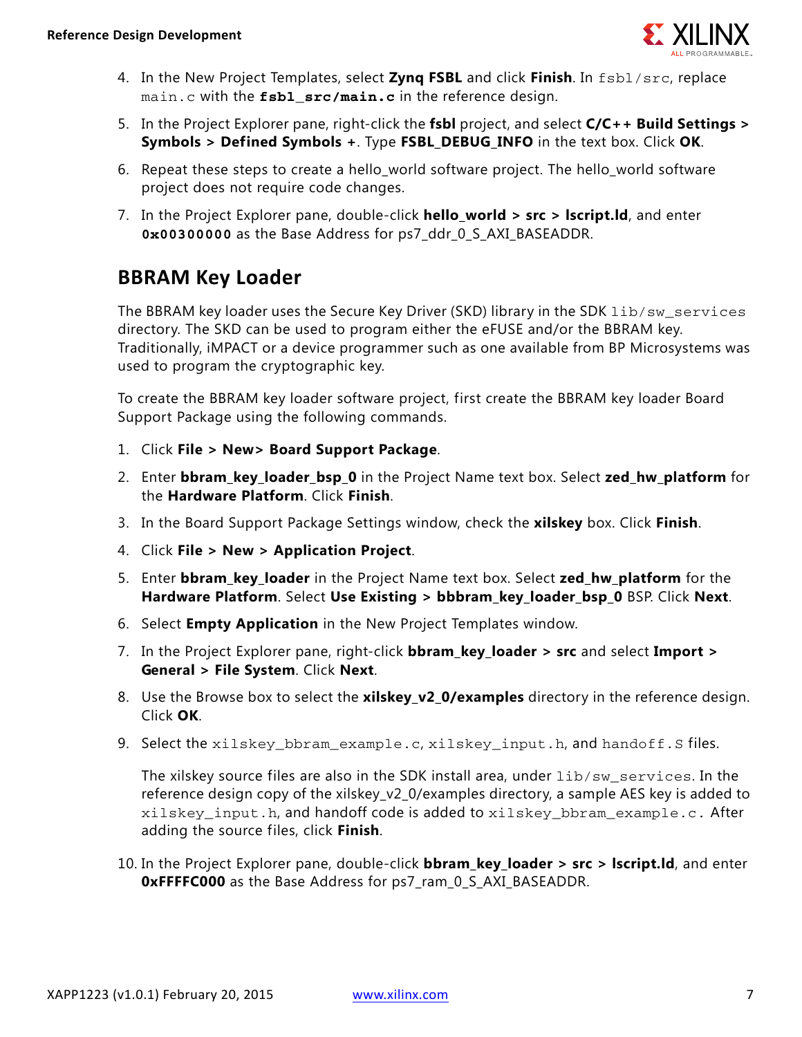4. In the New Project Templates, select **Zynq FSBL** and click **Finish**. In `fsbl/src`, replace `main.c` with the **`fsbl_src/main.c`** in the reference design.

5. In the Project Explorer pane, right-click the **fsbl** project, and select **C/C++ Build Settings > Symbols > Defined Symbols +**. Type **FSBL_DEBUG_INFO** in the text box. Click **OK**.

6. Repeat these steps to create a hello_world software project. The hello_world software project does not require code changes.

7. In the Project Explorer pane, double-click **hello_world > src > lscript.ld**, and enter **`0x00300000`** as the Base Address for ps7_ddr_0_S_AXI_BASEADDR.

## BBRAM Key Loader

The BBRAM key loader uses the Secure Key Driver (SKD) library in the SDK `lib/sw_services` directory. The SKD can be used to program either the eFUSE and/or the BBRAM key. Traditionally, iMPACT or a device programmer such as one available from BP Microsystems was used to program the cryptographic key.

To create the BBRAM key loader software project, first create the BBRAM key loader Board Support Package using the following commands.

1. Click **File > New> Board Support Package**.

2. Enter **bbram_key_loader_bsp_0** in the Project Name text box. Select **zed_hw_platform** for the **Hardware Platform**. Click **Finish**.

3. In the Board Support Package Settings window, check the **xilskey** box. Click **Finish**.

4. Click **File > New > Application Project**.

5. Enter **bbram_key_loader** in the Project Name text box. Select **zed_hw_platform** for the **Hardware Platform**. Select **Use Existing > bbbram_key_loader_bsp_0** BSP. Click **Next**.

6. Select **Empty Application** in the New Project Templates window.

7. In the Project Explorer pane, right-click **bbram_key_loader > src** and select **Import > General > File System**. Click **Next**.

8. Use the Browse box to select the **xilskey_v2_0/examples** directory in the reference design. Click **OK**.

9. Select the `xilskey_bbram_example.c`, `xilskey_input.h`, and `handoff.S` files.

   The xilskey source files are also in the SDK install area, under `lib/sw_services`. In the reference design copy of the xilskey_v2_0/examples directory, a sample AES key is added to `xilskey_input.h`, and handoff code is added to `xilskey_bbram_example.c`. After adding the source files, click **Finish**.

10. In the Project Explorer pane, double-click **bbram_key_loader > src > lscript.ld**, and enter **0xFFFFC000** as the Base Address for ps7_ram_0_S_AXI_BASEADDR.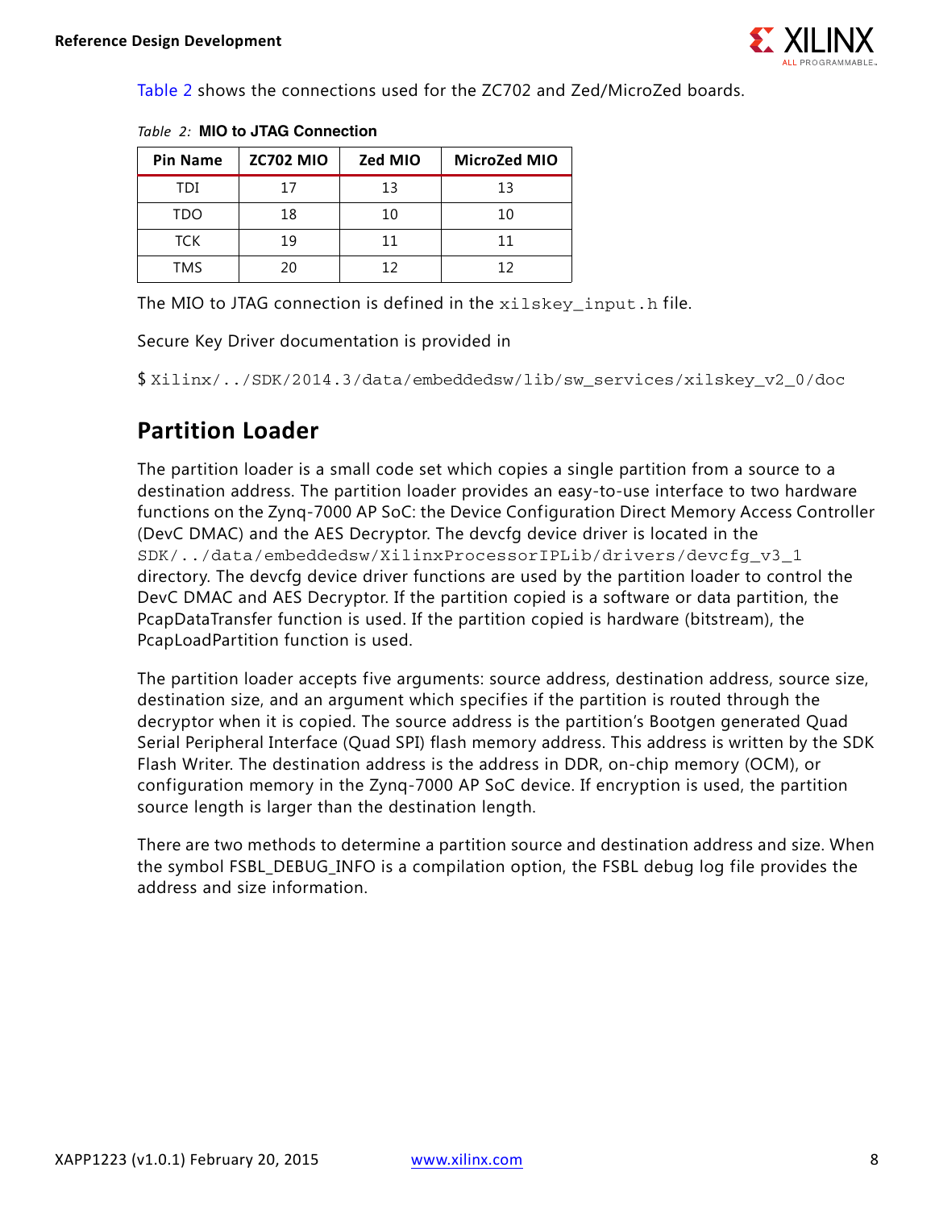Table 2 shows the connections used for the ZC702 and Zed/MicroZed boards.

*Table 2:* **MIO to JTAG Connection**

| Pin Name | ZC702 MIO | Zed MIO | MicroZed MIO |
|---|---|---|---|
| TDI | 17 | 13 | 13 |
| TDO | 18 | 10 | 10 |
| TCK | 19 | 11 | 11 |
| TMS | 20 | 12 | 12 |

The MIO to JTAG connection is defined in the `xilskey_input.h` file.

Secure Key Driver documentation is provided in

$ `Xilinx/../SDK/2014.3/data/embeddedsw/lib/sw_services/xilskey_v2_0/doc`

## Partition Loader

The partition loader is a small code set which copies a single partition from a source to a destination address. The partition loader provides an easy-to-use interface to two hardware functions on the Zynq-7000 AP SoC: the Device Configuration Direct Memory Access Controller (DevC DMAC) and the AES Decryptor. The devcfg device driver is located in the `SDK/../data/embeddedsw/XilinxProcessorIPLib/drivers/devcfg_v3_1` directory. The devcfg device driver functions are used by the partition loader to control the DevC DMAC and AES Decryptor. If the partition copied is a software or data partition, the PcapDataTransfer function is used. If the partition copied is hardware (bitstream), the PcapLoadPartition function is used.

The partition loader accepts five arguments: source address, destination address, source size, destination size, and an argument which specifies if the partition is routed through the decryptor when it is copied. The source address is the partition's Bootgen generated Quad Serial Peripheral Interface (Quad SPI) flash memory address. This address is written by the SDK Flash Writer. The destination address is the address in DDR, on-chip memory (OCM), or configuration memory in the Zynq-7000 AP SoC device. If encryption is used, the partition source length is larger than the destination length.

There are two methods to determine a partition source and destination address and size. When the symbol FSBL_DEBUG_INFO is a compilation option, the FSBL debug log file provides the address and size information.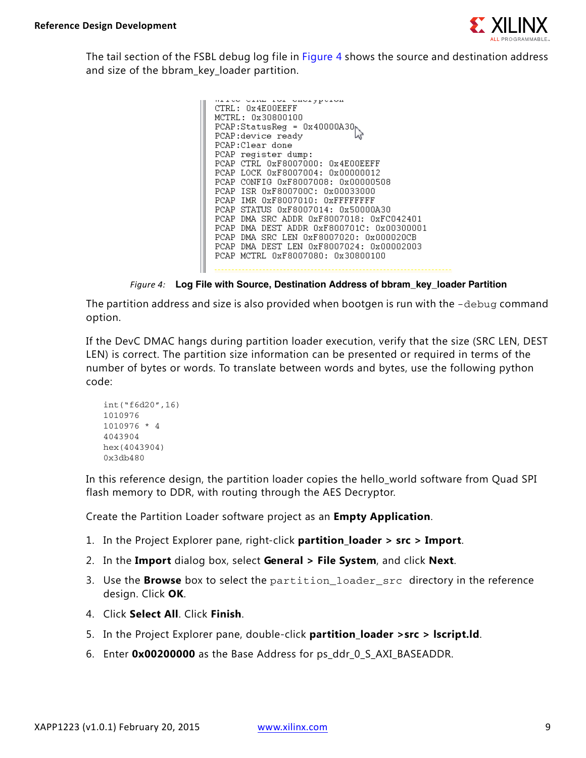The tail section of the FSBL debug log file in Figure 4 shows the source and destination address and size of the bbram_key_loader partition.

```
CTRL: 0x4E00EEFF
MCTRL: 0x30800100
PCAP:StatusReg = 0x40000A30
PCAP:device ready
PCAP:Clear done
PCAP register dump:
PCAP CTRL 0xF8007000: 0x4E00EEFF
PCAP LOCK 0xF8007004: 0x00000012
PCAP CONFIG 0xF8007008: 0x00000508
PCAP ISR 0xF800700C: 0x00033000
PCAP IMR 0xF8007010: 0xFFFFFFFF
PCAP STATUS 0xF8007014: 0x50000A30
PCAP DMA SRC ADDR 0xF8007018: 0xFC042401
PCAP DMA DEST ADDR 0xF800701C: 0x00300001
PCAP DMA SRC LEN 0xF8007020: 0x000020CB
PCAP DMA DEST LEN 0xF8007024: 0x00002003
PCAP MCTRL 0xF8007080: 0x30800100
```

*Figure 4:* **Log File with Source, Destination Address of bbram_key_loader Partition**

The partition address and size is also provided when bootgen is run with the `-debug` command option.

If the DevC DMAC hangs during partition loader execution, verify that the size (SRC LEN, DEST LEN) is correct. The partition size information can be presented or required in terms of the number of bytes or words. To translate between words and bytes, use the following python code:

```
int("f6d20",16)
1010976
1010976 * 4
4043904
hex(4043904)
0x3db480
```

In this reference design, the partition loader copies the hello_world software from Quad SPI flash memory to DDR, with routing through the AES Decryptor.

Create the Partition Loader software project as an **Empty Application**.

1. In the Project Explorer pane, right-click **partition_loader > src > Import**.
2. In the **Import** dialog box, select **General > File System**, and click **Next**.
3. Use the **Browse** box to select the `partition_loader_src` directory in the reference design. Click **OK**.
4. Click **Select All**. Click **Finish**.
5. In the Project Explorer pane, double-click **partition_loader >src > lscript.ld**.
6. Enter **0x00200000** as the Base Address for ps_ddr_0_S_AXI_BASEADDR.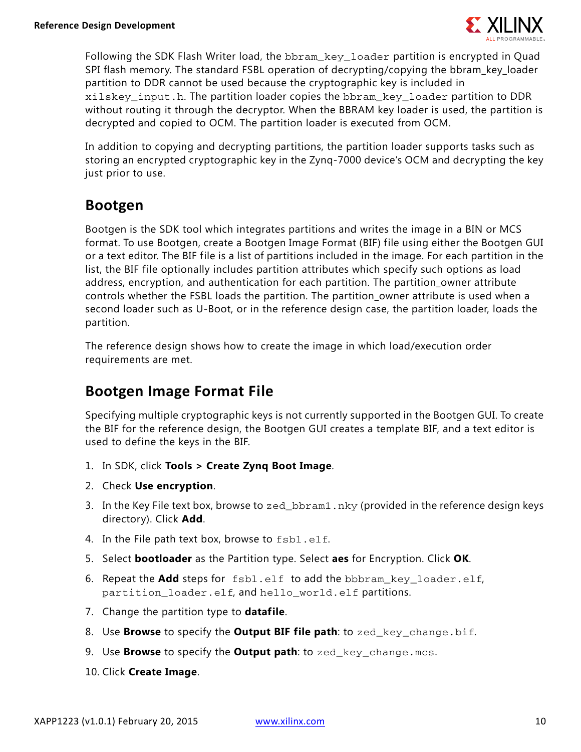Following the SDK Flash Writer load, the bbram_key_loader partition is encrypted in Quad SPI flash memory. The standard FSBL operation of decrypting/copying the bbram_key_loader partition to DDR cannot be used because the cryptographic key is included in xilskey_input.h. The partition loader copies the bbram_key_loader partition to DDR without routing it through the decryptor. When the BBRAM key loader is used, the partition is decrypted and copied to OCM. The partition loader is executed from OCM.

In addition to copying and decrypting partitions, the partition loader supports tasks such as storing an encrypted cryptographic key in the Zynq-7000 device's OCM and decrypting the key just prior to use.

## Bootgen

Bootgen is the SDK tool which integrates partitions and writes the image in a BIN or MCS format. To use Bootgen, create a Bootgen Image Format (BIF) file using either the Bootgen GUI or a text editor. The BIF file is a list of partitions included in the image. For each partition in the list, the BIF file optionally includes partition attributes which specify such options as load address, encryption, and authentication for each partition. The partition_owner attribute controls whether the FSBL loads the partition. The partition_owner attribute is used when a second loader such as U-Boot, or in the reference design case, the partition loader, loads the partition.

The reference design shows how to create the image in which load/execution order requirements are met.

## Bootgen Image Format File

Specifying multiple cryptographic keys is not currently supported in the Bootgen GUI. To create the BIF for the reference design, the Bootgen GUI creates a template BIF, and a text editor is used to define the keys in the BIF.

1. In SDK, click **Tools > Create Zynq Boot Image**.
2. Check **Use encryption**.
3. In the Key File text box, browse to zed_bbram1.nky (provided in the reference design keys directory). Click **Add**.
4. In the File path text box, browse to fsbl.elf.
5. Select **bootloader** as the Partition type. Select **aes** for Encryption. Click **OK**.
6. Repeat the **Add** steps for fsbl.elf to add the bbbram_key_loader.elf, partition_loader.elf, and hello_world.elf partitions.
7. Change the partition type to **datafile**.
8. Use **Browse** to specify the **Output BIF file path**: to zed_key_change.bif.
9. Use **Browse** to specify the **Output path**: to zed_key_change.mcs.
10. Click **Create Image**.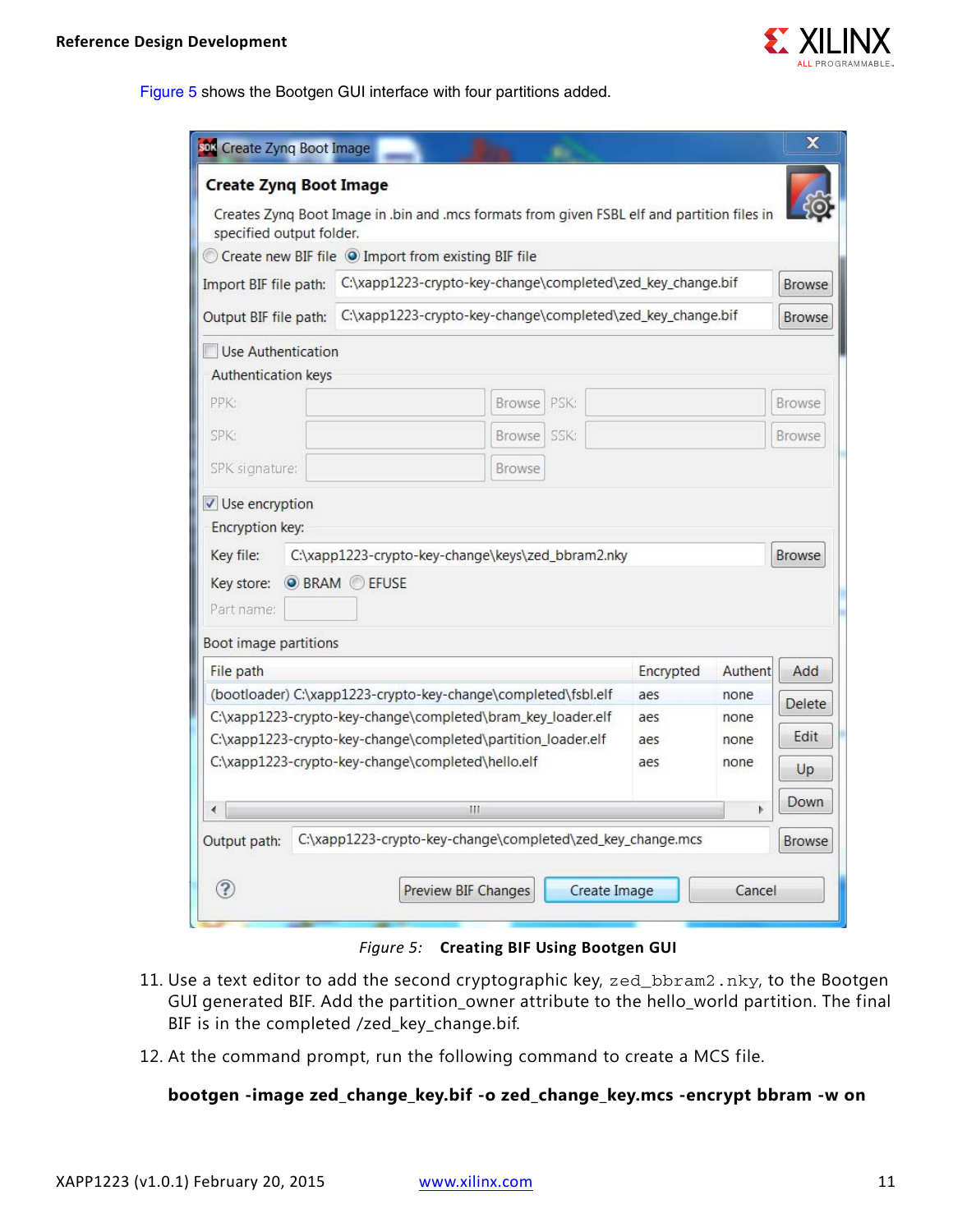Figure 5 shows the Bootgen GUI interface with four partitions added.

Figure 5: **Creating BIF Using Bootgen GUI**

11. Use a text editor to add the second cryptographic key, `zed_bbram2.nky`, to the Bootgen GUI generated BIF. Add the partition_owner attribute to the hello_world partition. The final BIF is in the completed /zed_key_change.bif.

12. At the command prompt, run the following command to create a MCS file.

    **bootgen -image zed_change_key.bif -o zed_change_key.mcs -encrypt bbram -w on**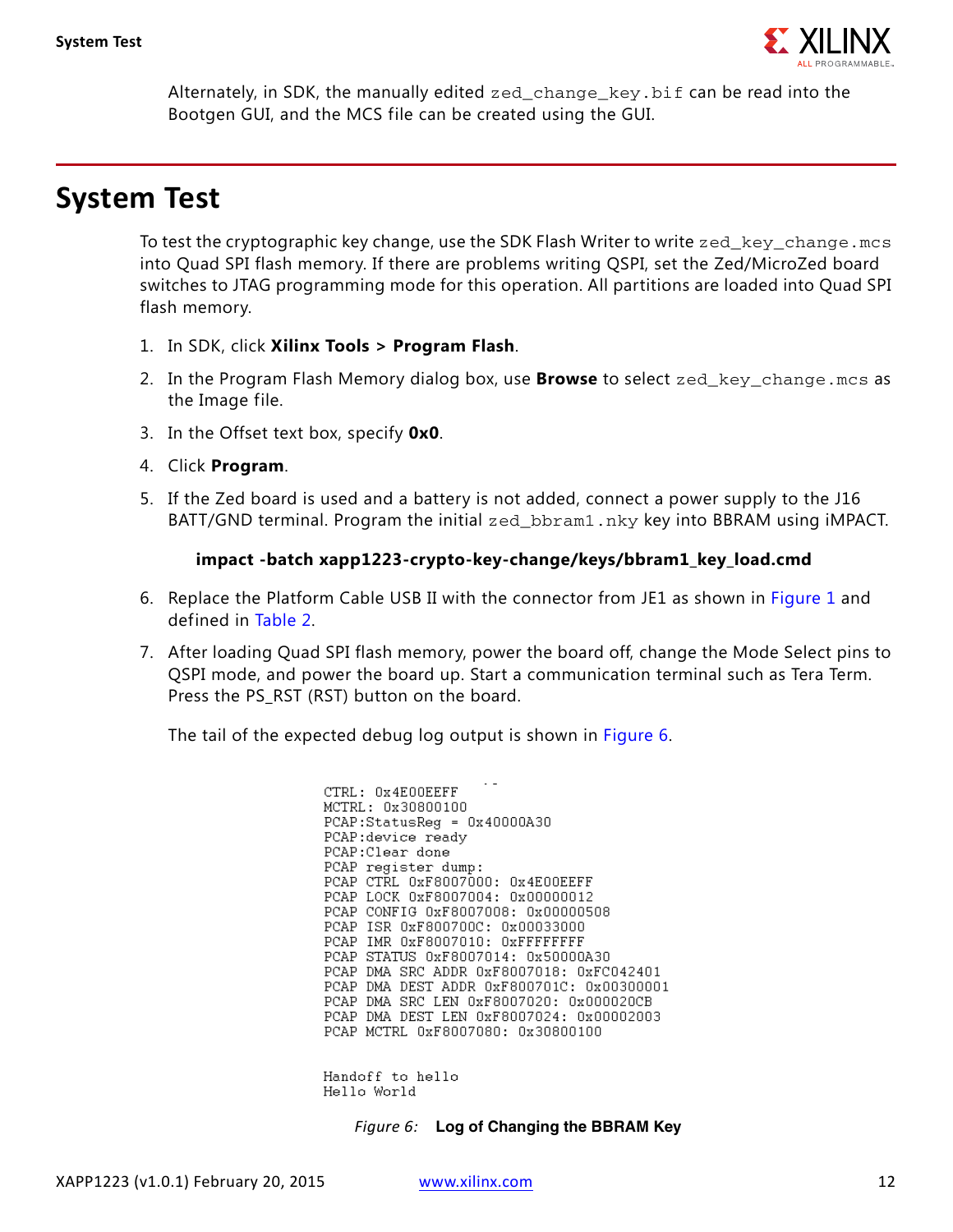Alternately, in SDK, the manually edited zed_change_key.bif can be read into the Bootgen GUI, and the MCS file can be created using the GUI.

# System Test

To test the cryptographic key change, use the SDK Flash Writer to write zed_key_change.mcs into Quad SPI flash memory. If there are problems writing QSPI, set the Zed/MicroZed board switches to JTAG programming mode for this operation. All partitions are loaded into Quad SPI flash memory.

1. In SDK, click **Xilinx Tools > Program Flash**.
2. In the Program Flash Memory dialog box, use **Browse** to select zed_key_change.mcs as the Image file.
3. In the Offset text box, specify **0x0**.
4. Click **Program**.
5. If the Zed board is used and a battery is not added, connect a power supply to the J16 BATT/GND terminal. Program the initial zed_bbram1.nky key into BBRAM using iMPACT.

   **impact -batch xapp1223-crypto-key-change/keys/bbram1_key_load.cmd**

6. Replace the Platform Cable USB II with the connector from JE1 as shown in Figure 1 and defined in Table 2.
7. After loading Quad SPI flash memory, power the board off, change the Mode Select pins to QSPI mode, and power the board up. Start a communication terminal such as Tera Term. Press the PS_RST (RST) button on the board.

   The tail of the expected debug log output is shown in Figure 6.

```
CTRL: 0x4E00EEFF
MCTRL: 0x30800100
PCAP:StatusReg = 0x40000A30
PCAP:device ready
PCAP:Clear done
PCAP register dump:
PCAP CTRL 0xF8007000: 0x4E00EEFF
PCAP LOCK 0xF8007004: 0x00000012
PCAP CONFIG 0xF8007008: 0x00000508
PCAP ISR 0xF800700C: 0x00033000
PCAP IMR 0xF8007010: 0xFFFFFFFF
PCAP STATUS 0xF8007014: 0x50000A30
PCAP DMA SRC ADDR 0xF8007018: 0xFC042401
PCAP DMA DEST ADDR 0xF800701C: 0x00300001
PCAP DMA SRC LEN 0xF8007020: 0x000020CB
PCAP DMA DEST LEN 0xF8007024: 0x00002003
PCAP MCTRL 0xF8007080: 0x30800100


Handoff to hello
Hello World
```

*Figure 6:* **Log of Changing the BBRAM Key**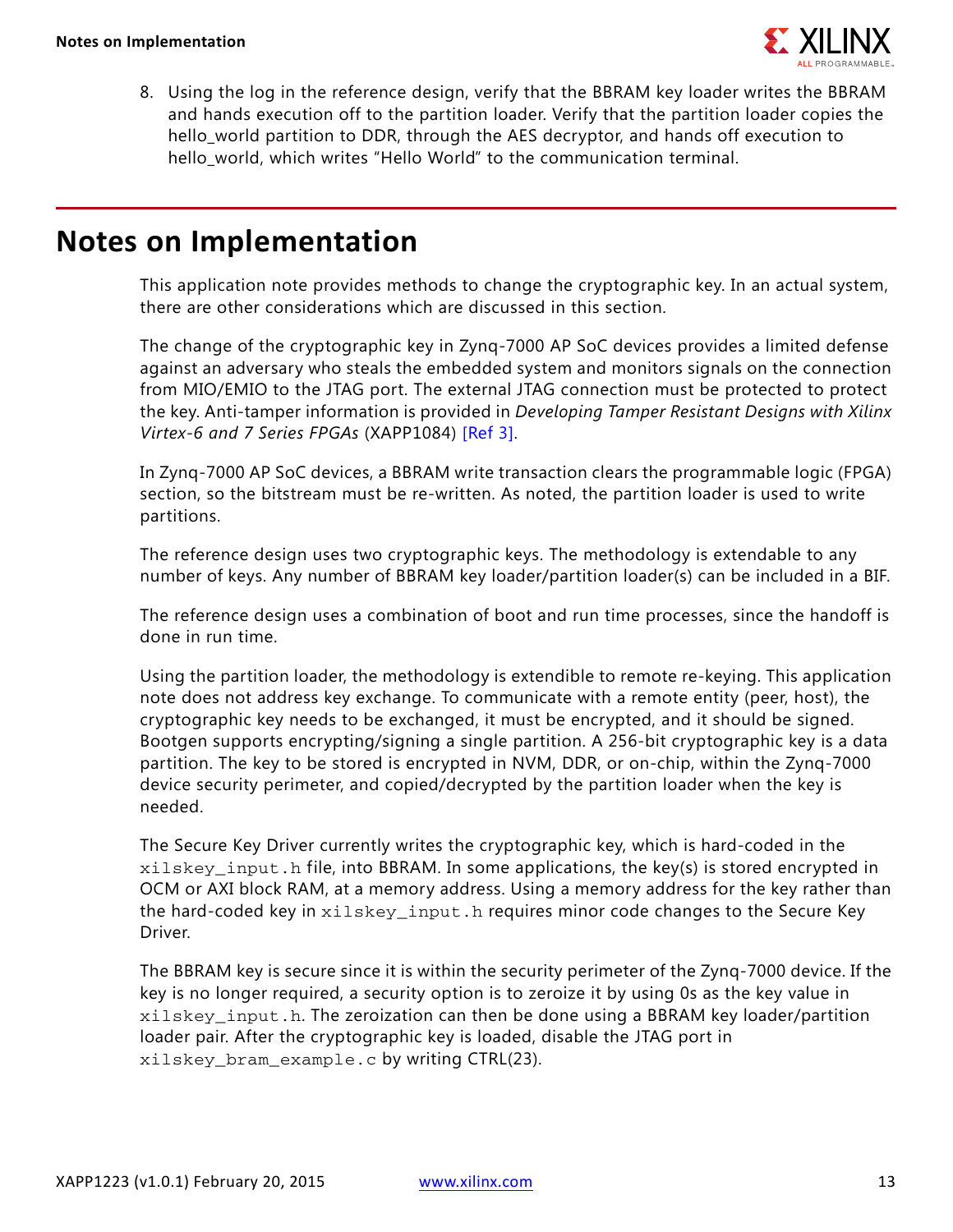8. Using the log in the reference design, verify that the BBRAM key loader writes the BBRAM and hands execution off to the partition loader. Verify that the partition loader copies the hello_world partition to DDR, through the AES decryptor, and hands off execution to hello_world, which writes "Hello World" to the communication terminal.

# Notes on Implementation

This application note provides methods to change the cryptographic key. In an actual system, there are other considerations which are discussed in this section.

The change of the cryptographic key in Zynq-7000 AP SoC devices provides a limited defense against an adversary who steals the embedded system and monitors signals on the connection from MIO/EMIO to the JTAG port. The external JTAG connection must be protected to protect the key. Anti-tamper information is provided in *Developing Tamper Resistant Designs with Xilinx Virtex-6 and 7 Series FPGAs* (XAPP1084) [Ref 3].

In Zynq-7000 AP SoC devices, a BBRAM write transaction clears the programmable logic (FPGA) section, so the bitstream must be re-written. As noted, the partition loader is used to write partitions.

The reference design uses two cryptographic keys. The methodology is extendable to any number of keys. Any number of BBRAM key loader/partition loader(s) can be included in a BIF.

The reference design uses a combination of boot and run time processes, since the handoff is done in run time.

Using the partition loader, the methodology is extendible to remote re-keying. This application note does not address key exchange. To communicate with a remote entity (peer, host), the cryptographic key needs to be exchanged, it must be encrypted, and it should be signed. Bootgen supports encrypting/signing a single partition. A 256-bit cryptographic key is a data partition. The key to be stored is encrypted in NVM, DDR, or on-chip, within the Zynq-7000 device security perimeter, and copied/decrypted by the partition loader when the key is needed.

The Secure Key Driver currently writes the cryptographic key, which is hard-coded in the `xilskey_input.h` file, into BBRAM. In some applications, the key(s) is stored encrypted in OCM or AXI block RAM, at a memory address. Using a memory address for the key rather than the hard-coded key in `xilskey_input.h` requires minor code changes to the Secure Key Driver.

The BBRAM key is secure since it is within the security perimeter of the Zynq-7000 device. If the key is no longer required, a security option is to zeroize it by using 0s as the key value in `xilskey_input.h`. The zeroization can then be done using a BBRAM key loader/partition loader pair. After the cryptographic key is loaded, disable the JTAG port in `xilskey_bram_example.c` by writing CTRL(23).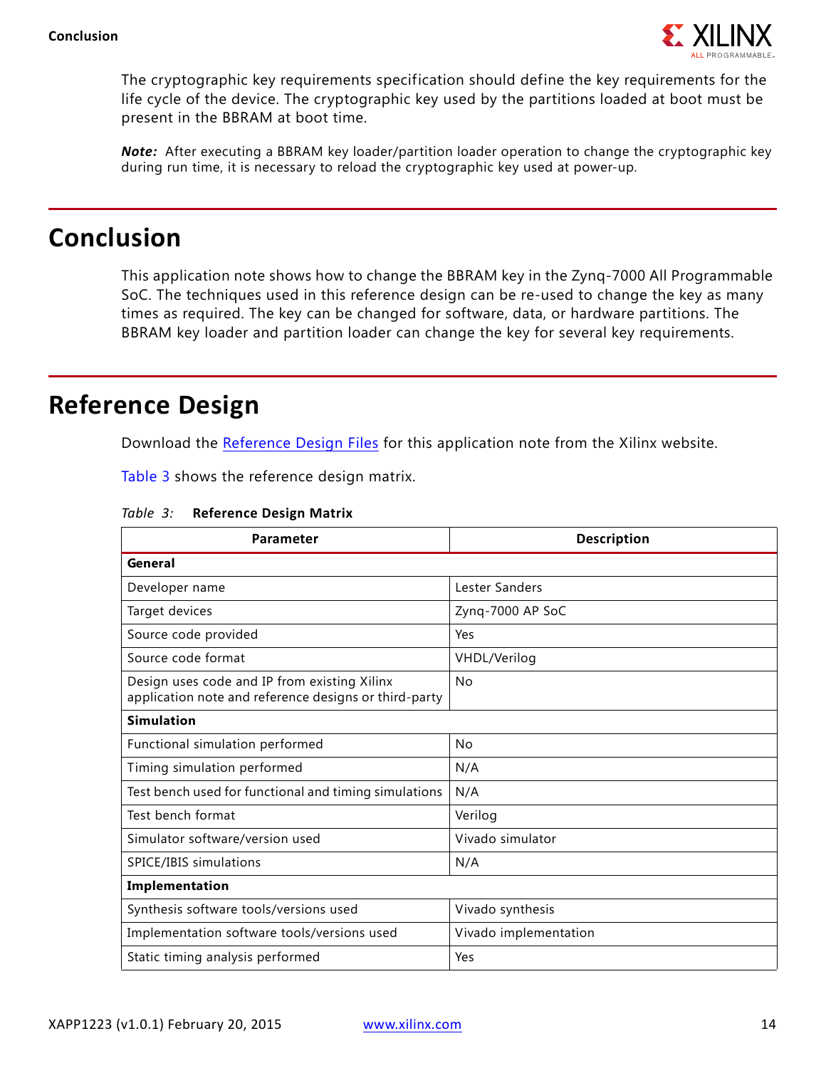The cryptographic key requirements specification should define the key requirements for the life cycle of the device. The cryptographic key used by the partitions loaded at boot must be present in the BBRAM at boot time.

***Note:*** After executing a BBRAM key loader/partition loader operation to change the cryptographic key during run time, it is necessary to reload the cryptographic key used at power-up.

# Conclusion

This application note shows how to change the BBRAM key in the Zynq-7000 All Programmable SoC. The techniques used in this reference design can be re-used to change the key as many times as required. The key can be changed for software, data, or hardware partitions. The BBRAM key loader and partition loader can change the key for several key requirements.

# Reference Design

Download the Reference Design Files for this application note from the Xilinx website.

Table 3 shows the reference design matrix.

*Table 3:* **Reference Design Matrix**

| Parameter | Description |
|---|---|
| **General** | |
| Developer name | Lester Sanders |
| Target devices | Zynq-7000 AP SoC |
| Source code provided | Yes |
| Source code format | VHDL/Verilog |
| Design uses code and IP from existing Xilinx application note and reference designs or third-party | No |
| **Simulation** | |
| Functional simulation performed | No |
| Timing simulation performed | N/A |
| Test bench used for functional and timing simulations | N/A |
| Test bench format | Verilog |
| Simulator software/version used | Vivado simulator |
| SPICE/IBIS simulations | N/A |
| **Implementation** | |
| Synthesis software tools/versions used | Vivado synthesis |
| Implementation software tools/versions used | Vivado implementation |
| Static timing analysis performed | Yes |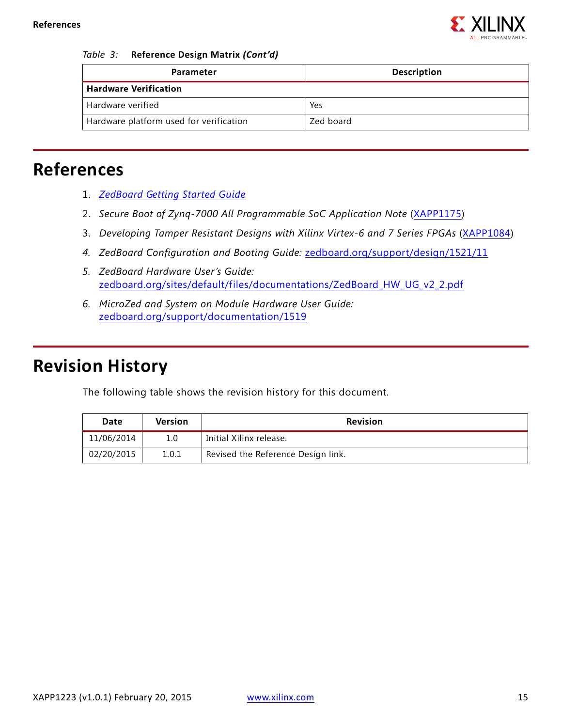*Table 3:* **Reference Design Matrix *(Cont'd)***

| Parameter | Description |
|---|---|
| **Hardware Verification** | |
| Hardware verified | Yes |
| Hardware platform used for verification | Zed board |

# References

1. *ZedBoard Getting Started Guide*
2. *Secure Boot of Zynq-7000 All Programmable SoC Application Note* (XAPP1175)
3. *Developing Tamper Resistant Designs with Xilinx Virtex-6 and 7 Series FPGAs* (XAPP1084)
4. *ZedBoard Configuration and Booting Guide:* zedboard.org/support/design/1521/11
5. *ZedBoard Hardware User's Guide:* zedboard.org/sites/default/files/documentations/ZedBoard_HW_UG_v2_2.pdf
6. *MicroZed and System on Module Hardware User Guide:* zedboard.org/support/documentation/1519

# Revision History

The following table shows the revision history for this document.

| Date | Version | Revision |
|---|---|---|
| 11/06/2014 | 1.0 | Initial Xilinx release. |
| 02/20/2015 | 1.0.1 | Revised the Reference Design link. |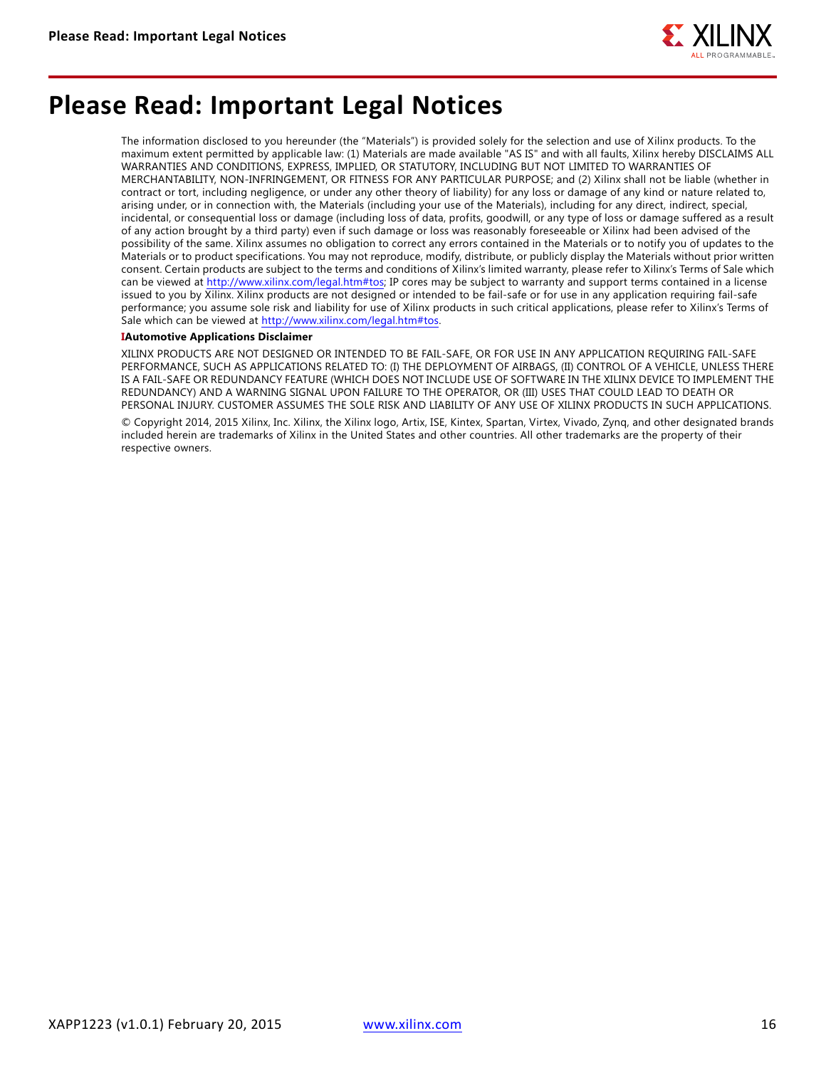# Please Read: Important Legal Notices

The information disclosed to you hereunder (the "Materials") is provided solely for the selection and use of Xilinx products. To the maximum extent permitted by applicable law: (1) Materials are made available "AS IS" and with all faults, Xilinx hereby DISCLAIMS ALL WARRANTIES AND CONDITIONS, EXPRESS, IMPLIED, OR STATUTORY, INCLUDING BUT NOT LIMITED TO WARRANTIES OF MERCHANTABILITY, NON-INFRINGEMENT, OR FITNESS FOR ANY PARTICULAR PURPOSE; and (2) Xilinx shall not be liable (whether in contract or tort, including negligence, or under any other theory of liability) for any loss or damage of any kind or nature related to, arising under, or in connection with, the Materials (including your use of the Materials), including for any direct, indirect, special, incidental, or consequential loss or damage (including loss of data, profits, goodwill, or any type of loss or damage suffered as a result of any action brought by a third party) even if such damage or loss was reasonably foreseeable or Xilinx had been advised of the possibility of the same. Xilinx assumes no obligation to correct any errors contained in the Materials or to notify you of updates to the Materials or to product specifications. You may not reproduce, modify, distribute, or publicly display the Materials without prior written consent. Certain products are subject to the terms and conditions of Xilinx's limited warranty, please refer to Xilinx's Terms of Sale which can be viewed at http://www.xilinx.com/legal.htm#tos; IP cores may be subject to warranty and support terms contained in a license issued to you by Xilinx. Xilinx products are not designed or intended to be fail-safe or for use in any application requiring fail-safe performance; you assume sole risk and liability for use of Xilinx products in such critical applications, please refer to Xilinx's Terms of Sale which can be viewed at http://www.xilinx.com/legal.htm#tos.

**IAutomotive Applications Disclaimer**

XILINX PRODUCTS ARE NOT DESIGNED OR INTENDED TO BE FAIL-SAFE, OR FOR USE IN ANY APPLICATION REQUIRING FAIL-SAFE PERFORMANCE, SUCH AS APPLICATIONS RELATED TO: (I) THE DEPLOYMENT OF AIRBAGS, (II) CONTROL OF A VEHICLE, UNLESS THERE IS A FAIL-SAFE OR REDUNDANCY FEATURE (WHICH DOES NOT INCLUDE USE OF SOFTWARE IN THE XILINX DEVICE TO IMPLEMENT THE REDUNDANCY) AND A WARNING SIGNAL UPON FAILURE TO THE OPERATOR, OR (III) USES THAT COULD LEAD TO DEATH OR PERSONAL INJURY. CUSTOMER ASSUMES THE SOLE RISK AND LIABILITY OF ANY USE OF XILINX PRODUCTS IN SUCH APPLICATIONS.

© Copyright 2014, 2015 Xilinx, Inc. Xilinx, the Xilinx logo, Artix, ISE, Kintex, Spartan, Virtex, Vivado, Zynq, and other designated brands included herein are trademarks of Xilinx in the United States and other countries. All other trademarks are the property of their respective owners.